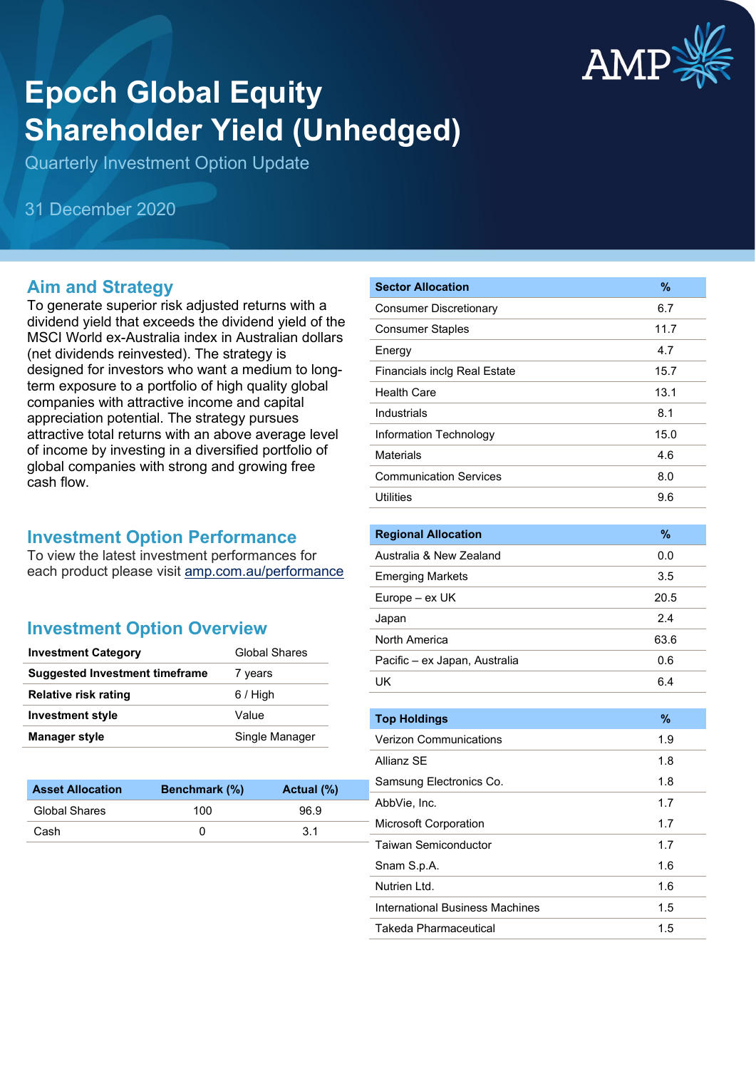# Epoch Global Equity Shareholder Yield (Unhedged)

Quarterly Investment Option Update

31 December 2020

## Aim and Strategy

To generate superior risk adjusted returns with a dividend yield that exceeds the dividend yield of the MSCI World ex-Australia index in Australian dollars (net dividends reinvested). The strategy is designed for investors who want a medium to long-term exposure to a portfolio of high quality global companies with attractive income and capital appreciation potential. The strategy pursues attractive total returns with an above average level of income by investing in a diversified portfolio of global companies with strong and growing free cash flow.

## Investment Option Performance

To view the latest investment performances for each product please visit amp.com.au/performance

## Investment Option Overview

| | |
|---|---|
| **Investment Category** | Global Shares |
| **Suggested Investment timeframe** | 7 years |
| **Relative risk rating** | 6 / High |
| **Investment style** | Value |
| **Manager style** | Single Manager |

| Asset Allocation | Benchmark (%) | Actual (%) |
|---|---|---|
| Global Shares | 100 | 96.9 |
| Cash | 0 | 3.1 |

| Sector Allocation | % |
|---|---|
| Consumer Discretionary | 6.7 |
| Consumer Staples | 11.7 |
| Energy | 4.7 |
| Financials inclg Real Estate | 15.7 |
| Health Care | 13.1 |
| Industrials | 8.1 |
| Information Technology | 15.0 |
| Materials | 4.6 |
| Communication Services | 8.0 |
| Utilities | 9.6 |

| Regional Allocation | % |
|---|---|
| Australia & New Zealand | 0.0 |
| Emerging Markets | 3.5 |
| Europe – ex UK | 20.5 |
| Japan | 2.4 |
| North America | 63.6 |
| Pacific – ex Japan, Australia | 0.6 |
| UK | 6.4 |

| Top Holdings | % |
|---|---|
| Verizon Communications | 1.9 |
| Allianz SE | 1.8 |
| Samsung Electronics Co. | 1.8 |
| AbbVie, Inc. | 1.7 |
| Microsoft Corporation | 1.7 |
| Taiwan Semiconductor | 1.7 |
| Snam S.p.A. | 1.6 |
| Nutrien Ltd. | 1.6 |
| International Business Machines | 1.5 |
| Takeda Pharmaceutical | 1.5 |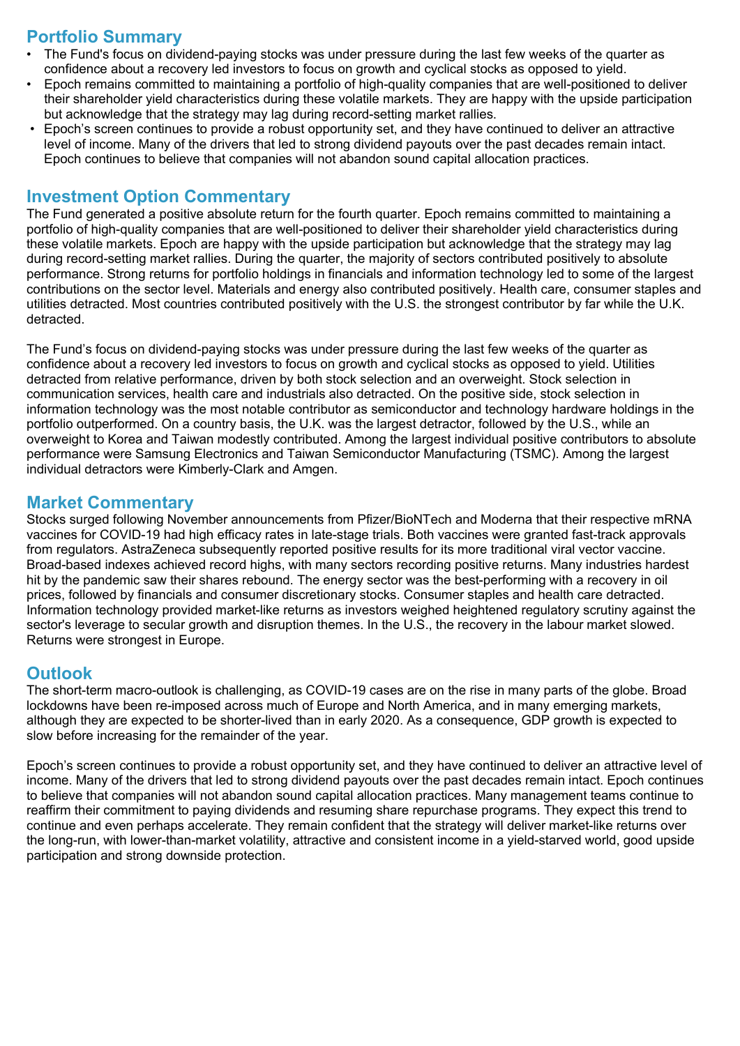## Portfolio Summary

- The Fund's focus on dividend-paying stocks was under pressure during the last few weeks of the quarter as confidence about a recovery led investors to focus on growth and cyclical stocks as opposed to yield.
- Epoch remains committed to maintaining a portfolio of high-quality companies that are well-positioned to deliver their shareholder yield characteristics during these volatile markets. They are happy with the upside participation but acknowledge that the strategy may lag during record-setting market rallies.
- Epoch's screen continues to provide a robust opportunity set, and they have continued to deliver an attractive level of income. Many of the drivers that led to strong dividend payouts over the past decades remain intact. Epoch continues to believe that companies will not abandon sound capital allocation practices.

## Investment Option Commentary

The Fund generated a positive absolute return for the fourth quarter. Epoch remains committed to maintaining a portfolio of high-quality companies that are well-positioned to deliver their shareholder yield characteristics during these volatile markets. Epoch are happy with the upside participation but acknowledge that the strategy may lag during record-setting market rallies. During the quarter, the majority of sectors contributed positively to absolute performance. Strong returns for portfolio holdings in financials and information technology led to some of the largest contributions on the sector level. Materials and energy also contributed positively. Health care, consumer staples and utilities detracted. Most countries contributed positively with the U.S. the strongest contributor by far while the U.K. detracted.

The Fund's focus on dividend-paying stocks was under pressure during the last few weeks of the quarter as confidence about a recovery led investors to focus on growth and cyclical stocks as opposed to yield. Utilities detracted from relative performance, driven by both stock selection and an overweight. Stock selection in communication services, health care and industrials also detracted. On the positive side, stock selection in information technology was the most notable contributor as semiconductor and technology hardware holdings in the portfolio outperformed. On a country basis, the U.K. was the largest detractor, followed by the U.S., while an overweight to Korea and Taiwan modestly contributed. Among the largest individual positive contributors to absolute performance were Samsung Electronics and Taiwan Semiconductor Manufacturing (TSMC). Among the largest individual detractors were Kimberly-Clark and Amgen.

## Market Commentary

Stocks surged following November announcements from Pfizer/BioNTech and Moderna that their respective mRNA vaccines for COVID-19 had high efficacy rates in late-stage trials. Both vaccines were granted fast-track approvals from regulators. AstraZeneca subsequently reported positive results for its more traditional viral vector vaccine. Broad-based indexes achieved record highs, with many sectors recording positive returns. Many industries hardest hit by the pandemic saw their shares rebound. The energy sector was the best-performing with a recovery in oil prices, followed by financials and consumer discretionary stocks. Consumer staples and health care detracted. Information technology provided market-like returns as investors weighed heightened regulatory scrutiny against the sector's leverage to secular growth and disruption themes. In the U.S., the recovery in the labour market slowed. Returns were strongest in Europe.

## Outlook

The short-term macro-outlook is challenging, as COVID-19 cases are on the rise in many parts of the globe. Broad lockdowns have been re-imposed across much of Europe and North America, and in many emerging markets, although they are expected to be shorter-lived than in early 2020. As a consequence, GDP growth is expected to slow before increasing for the remainder of the year.

Epoch's screen continues to provide a robust opportunity set, and they have continued to deliver an attractive level of income. Many of the drivers that led to strong dividend payouts over the past decades remain intact. Epoch continues to believe that companies will not abandon sound capital allocation practices. Many management teams continue to reaffirm their commitment to paying dividends and resuming share repurchase programs. They expect this trend to continue and even perhaps accelerate. They remain confident that the strategy will deliver market-like returns over the long-run, with lower-than-market volatility, attractive and consistent income in a yield-starved world, good upside participation and strong downside protection.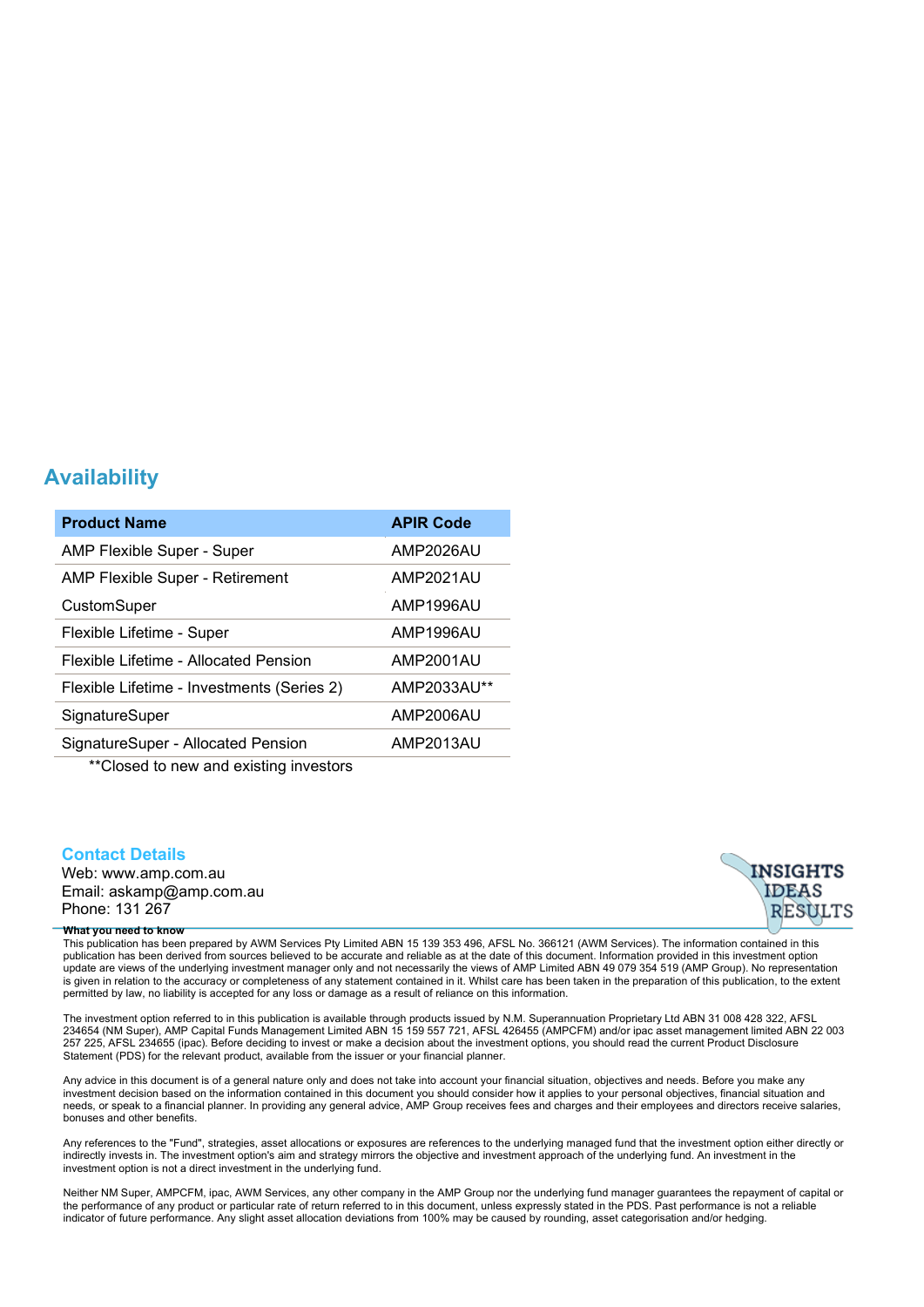## Availability

| Product Name | APIR Code |
|---|---|
| AMP Flexible Super - Super | AMP2026AU |
| AMP Flexible Super - Retirement | AMP2021AU |
| CustomSuper | AMP1996AU |
| Flexible Lifetime - Super | AMP1996AU |
| Flexible Lifetime - Allocated Pension | AMP2001AU |
| Flexible Lifetime - Investments (Series 2) | AMP2033AU** |
| SignatureSuper | AMP2006AU |
| SignatureSuper - Allocated Pension | AMP2013AU |

**Closed to new and existing investors

### Contact Details

Web: www.amp.com.au
Email: askamp@amp.com.au
Phone: 131 267

INSIGHTS
IDEAS
RESULTS

**What you need to know**

This publication has been prepared by AWM Services Pty Limited ABN 15 139 353 496, AFSL No. 366121 (AWM Services). The information contained in this publication has been derived from sources believed to be accurate and reliable as at the date of this document. Information provided in this investment option update are views of the underlying investment manager only and not necessarily the views of AMP Limited ABN 49 079 354 519 (AMP Group). No representation is given in relation to the accuracy or completeness of any statement contained in it. Whilst care has been taken in the preparation of this publication, to the extent permitted by law, no liability is accepted for any loss or damage as a result of reliance on this information.

The investment option referred to in this publication is available through products issued by N.M. Superannuation Proprietary Ltd ABN 31 008 428 322, AFSL 234654 (NM Super), AMP Capital Funds Management Limited ABN 15 159 557 721, AFSL 426455 (AMPCFM) and/or ipac asset management limited ABN 22 003 257 225, AFSL 234655 (ipac). Before deciding to invest or make a decision about the investment options, you should read the current Product Disclosure Statement (PDS) for the relevant product, available from the issuer or your financial planner.

Any advice in this document is of a general nature only and does not take into account your financial situation, objectives and needs. Before you make any investment decision based on the information contained in this document you should consider how it applies to your personal objectives, financial situation and needs, or speak to a financial planner. In providing any general advice, AMP Group receives fees and charges and their employees and directors receive salaries, bonuses and other benefits.

Any references to the "Fund", strategies, asset allocations or exposures are references to the underlying managed fund that the investment option either directly or indirectly invests in. The investment option's aim and strategy mirrors the objective and investment approach of the underlying fund. An investment in the investment option is not a direct investment in the underlying fund.

Neither NM Super, AMPCFM, ipac, AWM Services, any other company in the AMP Group nor the underlying fund manager guarantees the repayment of capital or the performance of any product or particular rate of return referred to in this document, unless expressly stated in the PDS. Past performance is not a reliable indicator of future performance. Any slight asset allocation deviations from 100% may be caused by rounding, asset categorisation and/or hedging.